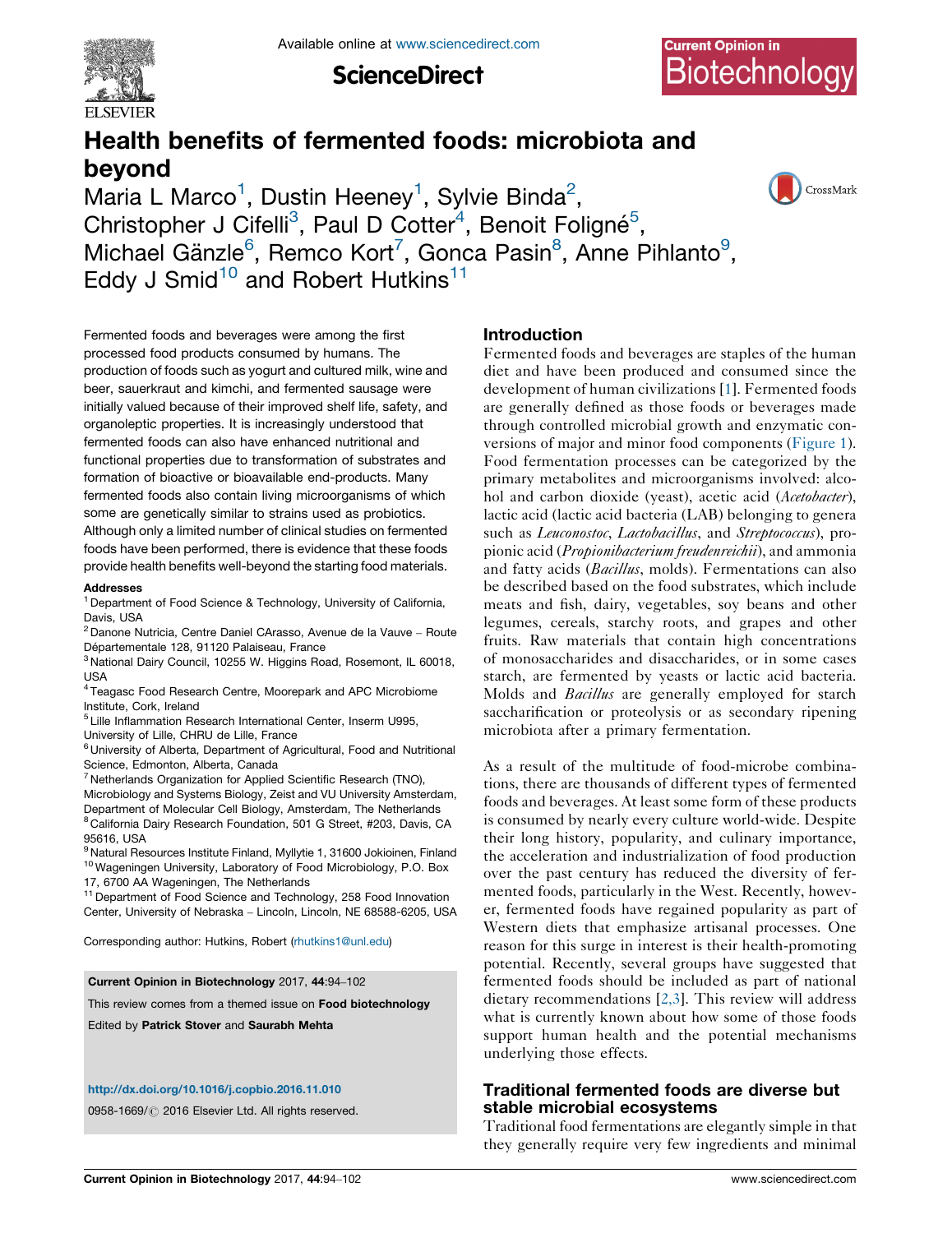# Health benefits of fermented foods: microbiota and beyond

Maria L Marco[1], Dustin Heeney[1], Sylvie Binda[2], Christopher J Cifelli[3], Paul D Cotter[4], Benoit Foligné[5], Michael Gänzle[6], Remco Kort[7], Gonca Pasin[8], Anne Pihlanto[9], Eddy J Smid[10] and Robert Hutkins[11]

Fermented foods and beverages were among the first processed food products consumed by humans. The production of foods such as yogurt and cultured milk, wine and beer, sauerkraut and kimchi, and fermented sausage were initially valued because of their improved shelf life, safety, and organoleptic properties. It is increasingly understood that fermented foods can also have enhanced nutritional and functional properties due to transformation of substrates and formation of bioactive or bioavailable end-products. Many fermented foods also contain living microorganisms of which some are genetically similar to strains used as probiotics. Although only a limited number of clinical studies on fermented foods have been performed, there is evidence that these foods provide health benefits well-beyond the starting food materials.

**Addresses**

[1] Department of Food Science & Technology, University of California, Davis, USA

[2] Danone Nutricia, Centre Daniel CArasso, Avenue de la Vauve – Route Départementale 128, 91120 Palaiseau, France

[3] National Dairy Council, 10255 W. Higgins Road, Rosemont, IL 60018, USA

[4] Teagasc Food Research Centre, Moorepark and APC Microbiome Institute, Cork, Ireland

[5] Lille Inflammation Research International Center, Inserm U995, University of Lille, CHRU de Lille, France

[6] University of Alberta, Department of Agricultural, Food and Nutritional Science, Edmonton, Alberta, Canada

[7] Netherlands Organization for Applied Scientific Research (TNO), Microbiology and Systems Biology, Zeist and VU University Amsterdam, Department of Molecular Cell Biology, Amsterdam, The Netherlands

[8] California Dairy Research Foundation, 501 G Street, #203, Davis, CA 95616, USA

[9] Natural Resources Institute Finland, Myllytie 1, 31600 Jokioinen, Finland

[10] Wageningen University, Laboratory of Food Microbiology, P.O. Box 17, 6700 AA Wageningen, The Netherlands

[11] Department of Food Science and Technology, 258 Food Innovation Center, University of Nebraska – Lincoln, Lincoln, NE 68588-6205, USA

Corresponding author: Hutkins, Robert (rhutkins1@unl.edu)

**Current Opinion in Biotechnology** 2017, **44**:94–102

This review comes from a themed issue on **Food biotechnology**

Edited by **Patrick Stover** and **Saurabh Mehta**

http://dx.doi.org/10.1016/j.copbio.2016.11.010

0958-1669/© 2016 Elsevier Ltd. All rights reserved.

## Introduction

Fermented foods and beverages are staples of the human diet and have been produced and consumed since the development of human civilizations [1]. Fermented foods are generally defined as those foods or beverages made through controlled microbial growth and enzymatic conversions of major and minor food components (Figure 1). Food fermentation processes can be categorized by the primary metabolites and microorganisms involved: alcohol and carbon dioxide (yeast), acetic acid (*Acetobacter*), lactic acid (lactic acid bacteria (LAB) belonging to genera such as *Leuconostoc*, *Lactobacillus*, and *Streptococcus*), propionic acid (*Propionibacterium freudenreichii*), and ammonia and fatty acids (*Bacillus*, molds). Fermentations can also be described based on the food substrates, which include meats and fish, dairy, vegetables, soy beans and other legumes, cereals, starchy roots, and grapes and other fruits. Raw materials that contain high concentrations of monosaccharides and disaccharides, or in some cases starch, are fermented by yeasts or lactic acid bacteria. Molds and *Bacillus* are generally employed for starch saccharification or proteolysis or as secondary ripening microbiota after a primary fermentation.

As a result of the multitude of food-microbe combinations, there are thousands of different types of fermented foods and beverages. At least some form of these products is consumed by nearly every culture world-wide. Despite their long history, popularity, and culinary importance, the acceleration and industrialization of food production over the past century has reduced the diversity of fermented foods, particularly in the West. Recently, however, fermented foods have regained popularity as part of Western diets that emphasize artisanal processes. One reason for this surge in interest is their health-promoting potential. Recently, several groups have suggested that fermented foods should be included as part of national dietary recommendations [2,3]. This review will address what is currently known about how some of those foods support human health and the potential mechanisms underlying those effects.

## Traditional fermented foods are diverse but stable microbial ecosystems

Traditional food fermentations are elegantly simple in that they generally require very few ingredients and minimal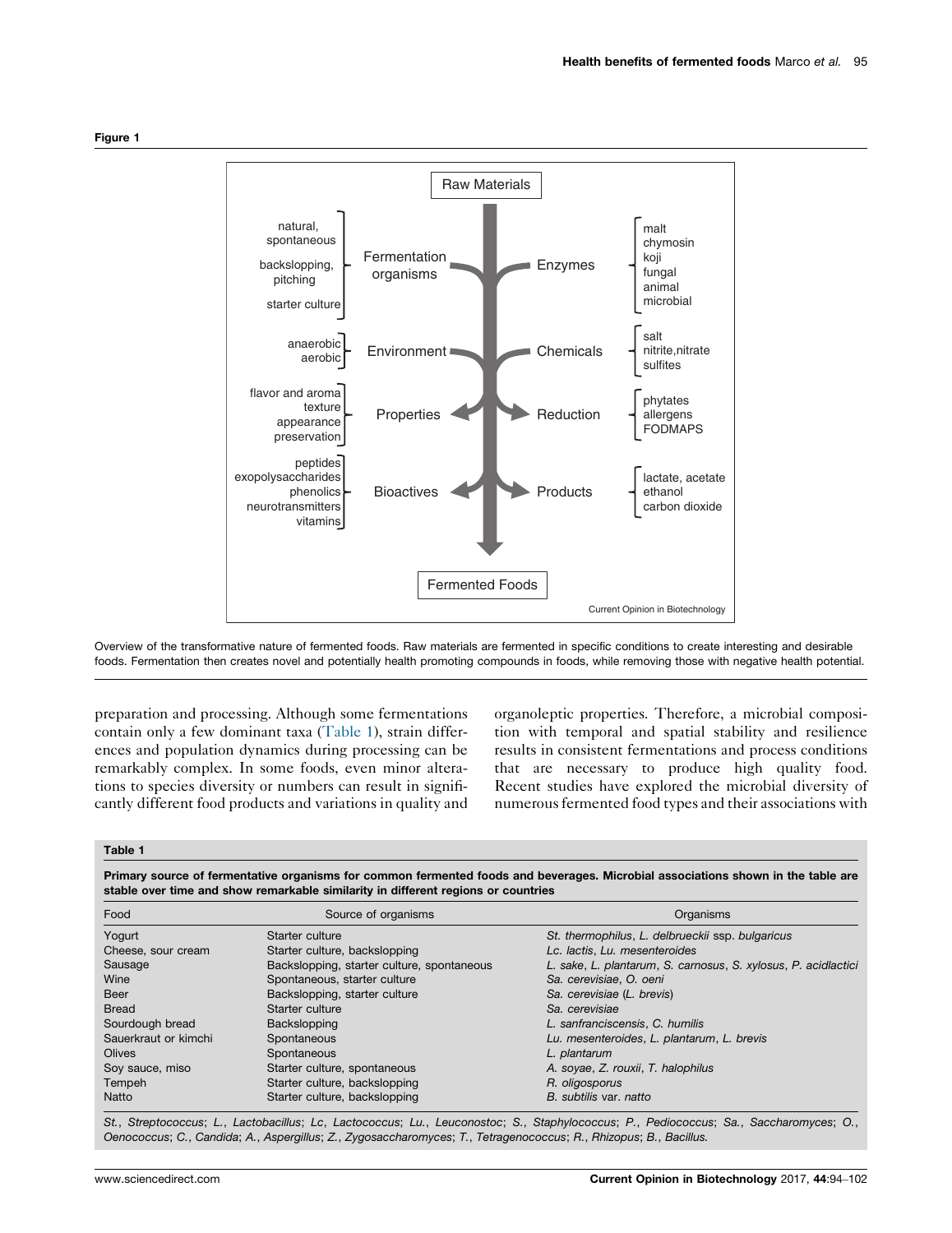**Figure 1**

Overview of the transformative nature of fermented foods. Raw materials are fermented in specific conditions to create interesting and desirable foods. Fermentation then creates novel and potentially health promoting compounds in foods, while removing those with negative health potential.

preparation and processing. Although some fermentations contain only a few dominant taxa (Table 1), strain differences and population dynamics during processing can be remarkably complex. In some foods, even minor alterations to species diversity or numbers can result in significantly different food products and variations in quality and organoleptic properties. Therefore, a microbial composition with temporal and spatial stability and resilience results in consistent fermentations and process conditions that are necessary to produce high quality food. Recent studies have explored the microbial diversity of numerous fermented food types and their associations with

**Table 1**

**Primary source of fermentative organisms for common fermented foods and beverages. Microbial associations shown in the table are stable over time and show remarkable similarity in different regions or countries**

| Food | Source of organisms | Organisms |
|---|---|---|
| Yogurt | Starter culture | *St. thermophilus*, *L. delbrueckii* ssp. *bulgaricus* |
| Cheese, sour cream | Starter culture, backslopping | *Lc. lactis*, *Lu. mesenteroides* |
| Sausage | Backslopping, starter culture, spontaneous | *L. sake*, *L. plantarum*, *S. carnosus*, *S. xylosus*, *P. acidlactici* |
| Wine | Spontaneous, starter culture | *Sa. cerevisiae*, *O. oeni* |
| Beer | Backslopping, starter culture | *Sa. cerevisiae* (*L. brevis*) |
| Bread | Starter culture | *Sa. cerevisiae* |
| Sourdough bread | Backslopping | *L. sanfranciscensis*, *C. humilis* |
| Sauerkraut or kimchi | Spontaneous | *Lu. mesenteroides*, *L. plantarum*, *L. brevis* |
| Olives | Spontaneous | *L. plantarum* |
| Soy sauce, miso | Starter culture, spontaneous | *A. soyae*, *Z. rouxii*, *T. halophilus* |
| Tempeh | Starter culture, backslopping | *R. oligosporus* |
| Natto | Starter culture, backslopping | *B. subtilis* var. *natto* |

*St.*, *Streptococcus*; *L.*, *Lactobacillus*; *Lc*, *Lactococcus*; *Lu.*, *Leuconostoc*; *S.*, *Staphylococcus*; *P.*, *Pediococcus*; *Sa.*, *Saccharomyces*; *O.*, *Oenococcus*; *C.*, *Candida*; *A.*, *Aspergillus*; *Z.*, *Zygosaccharomyces*; *T.*, *Tetragenococcus*; *R.*, *Rhizopus*; *B.*, *Bacillus.*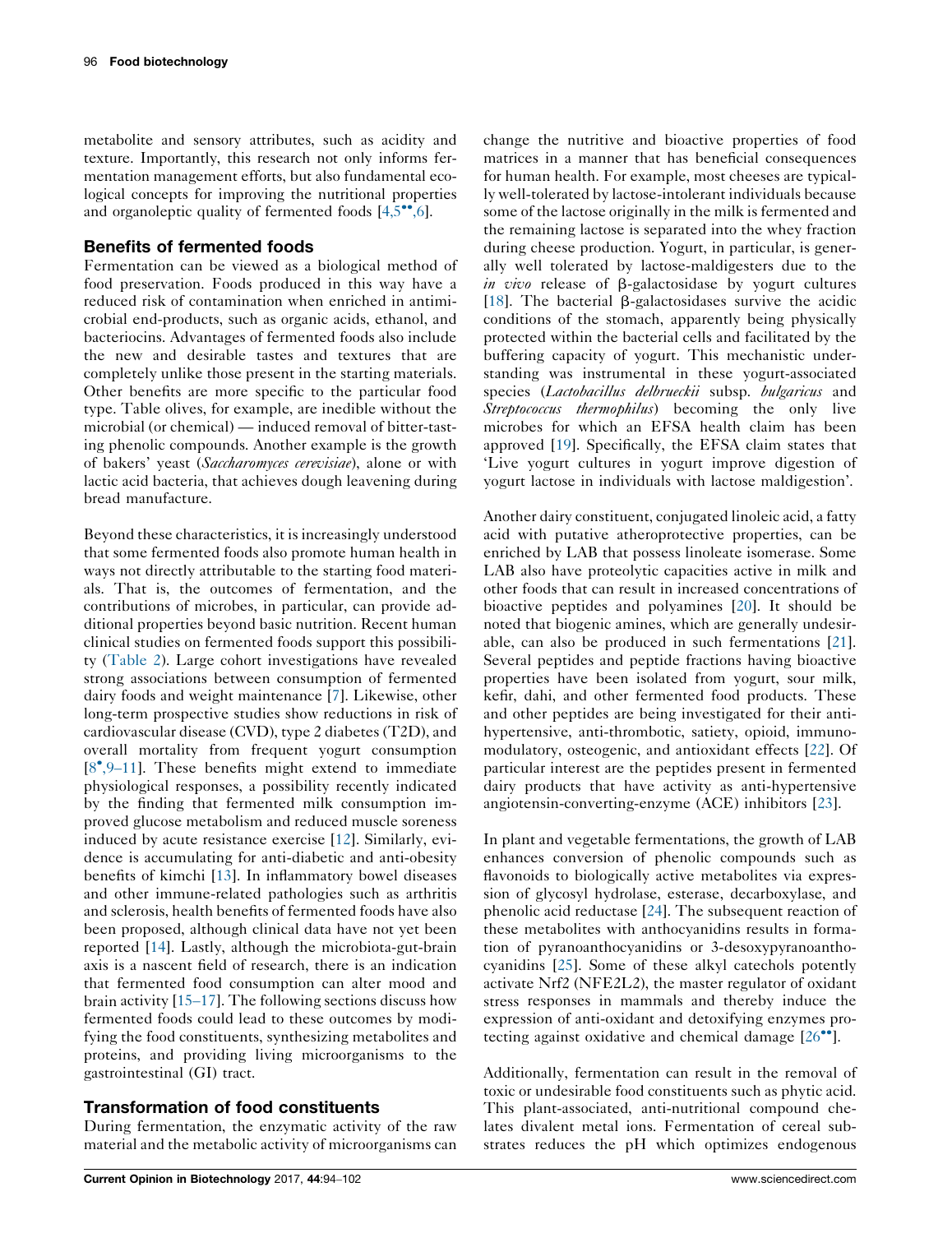metabolite and sensory attributes, such as acidity and texture. Importantly, this research not only informs fermentation management efforts, but also fundamental ecological concepts for improving the nutritional properties and organoleptic quality of fermented foods [4,5••,6].

## Benefits of fermented foods

Fermentation can be viewed as a biological method of food preservation. Foods produced in this way have a reduced risk of contamination when enriched in antimicrobial end-products, such as organic acids, ethanol, and bacteriocins. Advantages of fermented foods also include the new and desirable tastes and textures that are completely unlike those present in the starting materials. Other benefits are more specific to the particular food type. Table olives, for example, are inedible without the microbial (or chemical) — induced removal of bitter-tasting phenolic compounds. Another example is the growth of bakers' yeast (*Saccharomyces cerevisiae*), alone or with lactic acid bacteria, that achieves dough leavening during bread manufacture.

Beyond these characteristics, it is increasingly understood that some fermented foods also promote human health in ways not directly attributable to the starting food materials. That is, the outcomes of fermentation, and the contributions of microbes, in particular, can provide additional properties beyond basic nutrition. Recent human clinical studies on fermented foods support this possibility (Table 2). Large cohort investigations have revealed strong associations between consumption of fermented dairy foods and weight maintenance [7]. Likewise, other long-term prospective studies show reductions in risk of cardiovascular disease (CVD), type 2 diabetes (T2D), and overall mortality from frequent yogurt consumption [8•,9–11]. These benefits might extend to immediate physiological responses, a possibility recently indicated by the finding that fermented milk consumption improved glucose metabolism and reduced muscle soreness induced by acute resistance exercise [12]. Similarly, evidence is accumulating for anti-diabetic and anti-obesity benefits of kimchi [13]. In inflammatory bowel diseases and other immune-related pathologies such as arthritis and sclerosis, health benefits of fermented foods have also been proposed, although clinical data have not yet been reported [14]. Lastly, although the microbiota-gut-brain axis is a nascent field of research, there is an indication that fermented food consumption can alter mood and brain activity [15–17]. The following sections discuss how fermented foods could lead to these outcomes by modifying the food constituents, synthesizing metabolites and proteins, and providing living microorganisms to the gastrointestinal (GI) tract.

## Transformation of food constituents

During fermentation, the enzymatic activity of the raw material and the metabolic activity of microorganisms can change the nutritive and bioactive properties of food matrices in a manner that has beneficial consequences for human health. For example, most cheeses are typically well-tolerated by lactose-intolerant individuals because some of the lactose originally in the milk is fermented and the remaining lactose is separated into the whey fraction during cheese production. Yogurt, in particular, is generally well tolerated by lactose-maldigesters due to the *in vivo* release of β-galactosidase by yogurt cultures [18]. The bacterial β-galactosidases survive the acidic conditions of the stomach, apparently being physically protected within the bacterial cells and facilitated by the buffering capacity of yogurt. This mechanistic understanding was instrumental in these yogurt-associated species (*Lactobacillus delbrueckii* subsp. *bulgaricus* and *Streptococcus thermophilus*) becoming the only live microbes for which an EFSA health claim has been approved [19]. Specifically, the EFSA claim states that 'Live yogurt cultures in yogurt improve digestion of yogurt lactose in individuals with lactose maldigestion'.

Another dairy constituent, conjugated linoleic acid, a fatty acid with putative atheroprotective properties, can be enriched by LAB that possess linoleate isomerase. Some LAB also have proteolytic capacities active in milk and other foods that can result in increased concentrations of bioactive peptides and polyamines [20]. It should be noted that biogenic amines, which are generally undesirable, can also be produced in such fermentations [21]. Several peptides and peptide fractions having bioactive properties have been isolated from yogurt, sour milk, kefir, dahi, and other fermented food products. These and other peptides are being investigated for their anti-hypertensive, anti-thrombotic, satiety, opioid, immunomodulatory, osteogenic, and antioxidant effects [22]. Of particular interest are the peptides present in fermented dairy products that have activity as anti-hypertensive angiotensin-converting-enzyme (ACE) inhibitors [23].

In plant and vegetable fermentations, the growth of LAB enhances conversion of phenolic compounds such as flavonoids to biologically active metabolites via expression of glycosyl hydrolase, esterase, decarboxylase, and phenolic acid reductase [24]. The subsequent reaction of these metabolites with anthocyanidins results in formation of pyranoanthocyanidins or 3-desoxypyranoanthocyanidins [25]. Some of these alkyl catechols potently activate Nrf2 (NFE2L2), the master regulator of oxidant stress responses in mammals and thereby induce the expression of anti-oxidant and detoxifying enzymes protecting against oxidative and chemical damage [26••].

Additionally, fermentation can result in the removal of toxic or undesirable food constituents such as phytic acid. This plant-associated, anti-nutritional compound chelates divalent metal ions. Fermentation of cereal substrates reduces the pH which optimizes endogenous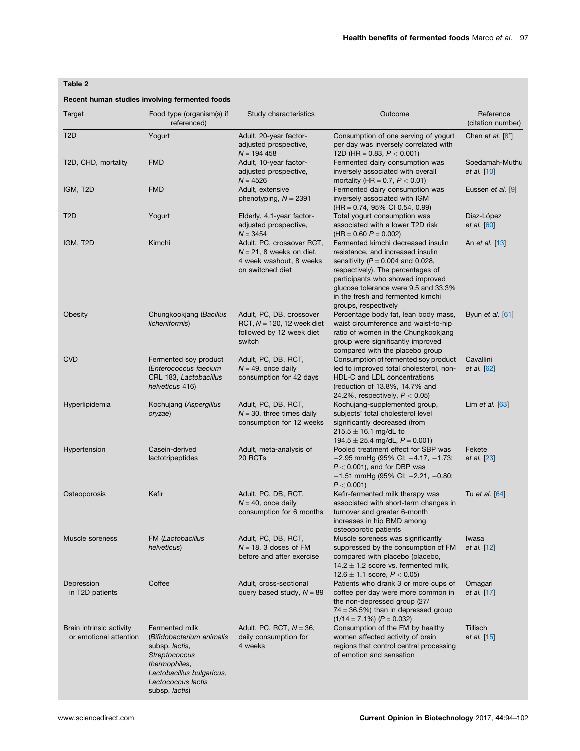**Table 2**

**Recent human studies involving fermented foods**

| Target | Food type (organism(s) if referenced) | Study characteristics | Outcome | Reference (citation number) |
|---|---|---|---|---|
| T2D | Yogurt | Adult, 20-year factor-adjusted prospective, $N = 194\,458$ | Consumption of one serving of yogurt per day was inversely correlated with T2D (HR = 0.83, $P < 0.001$) | Chen *et al.* [8*] |
| T2D, CHD, mortality | FMD | Adult, 10-year factor-adjusted prospective, $N = 4526$ | Fermented dairy consumption was inversely associated with overall mortality (HR = 0.7, $P < 0.01$) | Soedamah-Muthu *et al.* [10] |
| IGM, T2D | FMD | Adult, extensive phenotyping, $N = 2391$ | Fermented dairy consumption was inversely associated with IGM (HR = 0.74, 95% CI 0.54, 0.99) | Eussen *et al.* [9] |
| T2D | Yogurt | Elderly, 4.1-year factor-adjusted prospective, $N = 3454$ | Total yogurt consumption was associated with a lower T2D risk (HR = 0.60 $P = 0.002$) | Díaz-López *et al.* [60] |
| IGM, T2D | Kimchi | Adult, PC, crossover RCT, $N = 21$, 8 weeks on diet, 4 week washout, 8 weeks on switched diet | Fermented kimchi decreased insulin resistance, and increased insulin sensitivity ($P = 0.004$ and 0.028, respectively). The percentages of participants who showed improved glucose tolerance were 9.5 and 33.3% in the fresh and fermented kimchi groups, respectively | An *et al.* [13] |
| Obesity | Chungkookjang (*Bacillus licheniformis*) | Adult, PC, DB, crossover RCT, $N = 120$, 12 week diet followed by 12 week diet switch | Percentage body fat, lean body mass, waist circumference and waist-to-hip ratio of women in the Chungkookjang group were significantly improved compared with the placebo group | Byun *et al.* [61] |
| CVD | Fermented soy product (*Enterococcus faecium* CRL 183, *Lactobacillus helveticus* 416) | Adult, PC, DB, RCT, $N = 49$, once daily consumption for 42 days | Consumption of fermented soy product led to improved total cholesterol, non-HDL-C and LDL concentrations (reduction of 13.8%, 14.7% and 24.2%, respectively, $P < 0.05$) | Cavallini *et al.* [62] |
| Hyperlipidemia | Kochujang (*Aspergillus oryzae*) | Adult, PC, DB, RCT, $N = 30$, three times daily consumption for 12 weeks | Kochujang-supplemented group, subjects' total cholesterol level significantly decreased (from $215.5 \pm 16.1$ mg/dL to $194.5 \pm 25.4$ mg/dL, $P = 0.001$) | Lim *et al.* [63] |
| Hypertension | Casein-derived lactotripeptides | Adult, meta-analysis of 20 RCTs | Pooled treatment effect for SBP was $-2.95$ mmHg (95% CI: $-4.17$, $-1.73$; $P < 0.001$), and for DBP was $-1.51$ mmHg (95% CI: $-2.21$, $-0.80$; $P < 0.001$) | Fekete *et al.* [23] |
| Osteoporosis | Kefir | Adult, PC, DB, RCT, $N = 40$, once daily consumption for 6 months | Kefir-fermented milk therapy was associated with short-term changes in turnover and greater 6-month increases in hip BMD among osteoporotic patients | Tu *et al.* [64] |
| Muscle soreness | FM (*Lactobacillus helveticus*) | Adult, PC, DB, RCT, $N = 18$, 3 doses of FM before and after exercise | Muscle soreness was significantly suppressed by the consumption of FM compared with placebo (placebo, $14.2 \pm 1.2$ score vs. fermented milk, $12.6 \pm 1.1$ score, $P < 0.05$) | Iwasa *et al.* [12] |
| Depression in T2D patients | Coffee | Adult, cross-sectional query based study, $N = 89$ | Patients who drank 3 or more cups of coffee per day were more common in the non-depressed group (27/74 = 36.5%) than in depressed group (1/14 = 7.1%) ($P = 0.032$) | Omagari *et al.* [17] |
| Brain intrinsic activity or emotional attention | Fermented milk (*Bifidobacterium animalis* subsp. *lactis*, *Streptococcus thermophiles*, *Lactobacillus bulgaricus*, *Lactococcus lactis* subsp. *lactis*) | Adult, PC, RCT, $N = 36$, daily consumption for 4 weeks | Consumption of the FM by healthy women affected activity of brain regions that control central processing of emotion and sensation | Tillisch *et al.* [15] |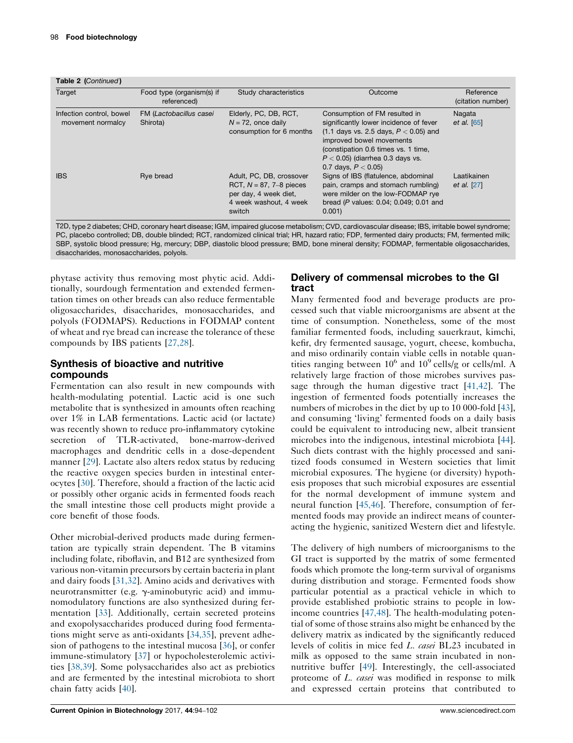**Table 2** (*Continued*)

| Target | Food type (organism(s) if referenced) | Study characteristics | Outcome | Reference (citation number) |
|---|---|---|---|---|
| Infection control, bowel movement normalcy | FM (*Lactobacillus casei* Shirota) | Elderly, PC, DB, RCT, $N = 72$, once daily consumption for 6 months | Consumption of FM resulted in significantly lower incidence of fever (1.1 days vs. 2.5 days, $P < 0.05$) and improved bowel movements (constipation 0.6 times vs. 1 time, $P < 0.05$) (diarrhea 0.3 days vs. 0.7 days, $P < 0.05$) | Nagata *et al.* [65] |
| IBS | Rye bread | Adult, PC, DB, crossover RCT, $N = 87$, 7–8 pieces per day, 4 week diet, 4 week washout, 4 week switch | Signs of IBS (flatulence, abdominal pain, cramps and stomach rumbling) were milder on the low-FODMAP rye bread (P values: 0.04; 0.049; 0.01 and 0.001) | Laatikainen *et al.* [27] |

T2D, type 2 diabetes; CHD, coronary heart disease; IGM, impaired glucose metabolism; CVD, cardiovascular disease; IBS, irritable bowel syndrome; PC, placebo controlled; DB, double blinded; RCT, randomized clinical trial; HR, hazard ratio; FDP, fermented dairy products; FM, fermented milk; SBP, systolic blood pressure; Hg, mercury; DBP, diastolic blood pressure; BMD, bone mineral density; FODMAP, fermentable oligosaccharides, disaccharides, monosaccharides, polyols.

phytase activity thus removing most phytic acid. Additionally, sourdough fermentation and extended fermentation times on other breads can also reduce fermentable oligosaccharides, disaccharides, monosaccharides, and polyols (FODMAPS). Reductions in FODMAP content of wheat and rye bread can increase the tolerance of these compounds by IBS patients [27,28].

## Synthesis of bioactive and nutritive compounds

Fermentation can also result in new compounds with health-modulating potential. Lactic acid is one such metabolite that is synthesized in amounts often reaching over 1% in LAB fermentations. Lactic acid (or lactate) was recently shown to reduce pro-inflammatory cytokine secretion of TLR-activated, bone-marrow-derived macrophages and dendritic cells in a dose-dependent manner [29]. Lactate also alters redox status by reducing the reactive oxygen species burden in intestinal enterocytes [30]. Therefore, should a fraction of the lactic acid or possibly other organic acids in fermented foods reach the small intestine those cell products might provide a core benefit of those foods.

Other microbial-derived products made during fermentation are typically strain dependent. The B vitamins including folate, riboflavin, and B12 are synthesized from various non-vitamin precursors by certain bacteria in plant and dairy foods [31,32]. Amino acids and derivatives with neurotransmitter (e.g. γ-aminobutyric acid) and immunomodulatory functions are also synthesized during fermentation [33]. Additionally, certain secreted proteins and exopolysaccharides produced during food fermentations might serve as anti-oxidants [34,35], prevent adhesion of pathogens to the intestinal mucosa [36], or confer immune-stimulatory [37] or hypocholesterolemic activities [38,39]. Some polysaccharides also act as prebiotics and are fermented by the intestinal microbiota to short chain fatty acids [40].

## Delivery of commensal microbes to the GI tract

Many fermented food and beverage products are processed such that viable microorganisms are absent at the time of consumption. Nonetheless, some of the most familiar fermented foods, including sauerkraut, kimchi, kefir, dry fermented sausage, yogurt, cheese, kombucha, and miso ordinarily contain viable cells in notable quantities ranging between $10^6$ and $10^9$ cells/g or cells/ml. A relatively large fraction of those microbes survives passage through the human digestive tract [41,42]. The ingestion of fermented foods potentially increases the numbers of microbes in the diet by up to 10 000-fold [43], and consuming 'living' fermented foods on a daily basis could be equivalent to introducing new, albeit transient microbes into the indigenous, intestinal microbiota [44]. Such diets contrast with the highly processed and sanitized foods consumed in Western societies that limit microbial exposures. The hygiene (or diversity) hypothesis proposes that such microbial exposures are essential for the normal development of immune system and neural function [45,46]. Therefore, consumption of fermented foods may provide an indirect means of counteracting the hygienic, sanitized Western diet and lifestyle.

The delivery of high numbers of microorganisms to the GI tract is supported by the matrix of some fermented foods which promote the long-term survival of organisms during distribution and storage. Fermented foods show particular potential as a practical vehicle in which to provide established probiotic strains to people in low-income countries [47,48]. The health-modulating potential of some of those strains also might be enhanced by the delivery matrix as indicated by the significantly reduced levels of colitis in mice fed *L. casei* BL23 incubated in milk as opposed to the same strain incubated in non-nutritive buffer [49]. Interestingly, the cell-associated proteome of *L. casei* was modified in response to milk and expressed certain proteins that contributed to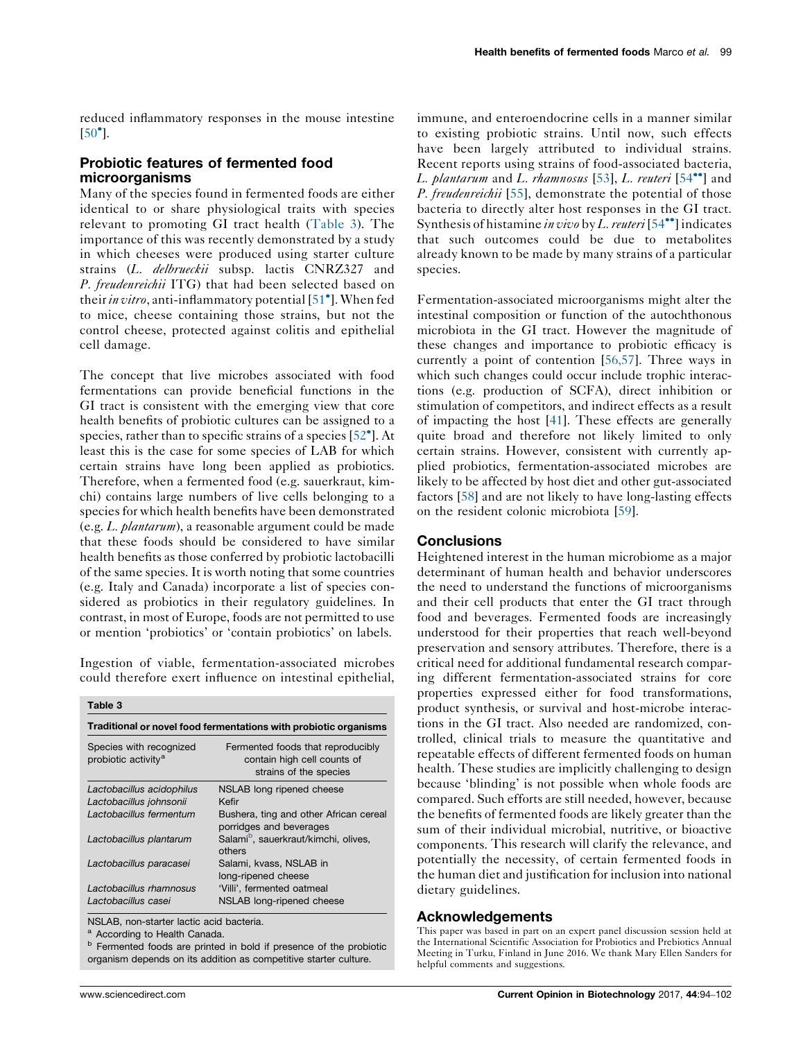reduced inflammatory responses in the mouse intestine [50•].

## Probiotic features of fermented food microorganisms

Many of the species found in fermented foods are either identical to or share physiological traits with species relevant to promoting GI tract health (Table 3). The importance of this was recently demonstrated by a study in which cheeses were produced using starter culture strains (*L. delbrueckii* subsp. lactis CNRZ327 and *P. freudenreichii* ITG) that had been selected based on their *in vitro*, anti-inflammatory potential [51•]. When fed to mice, cheese containing those strains, but not the control cheese, protected against colitis and epithelial cell damage.

The concept that live microbes associated with food fermentations can provide beneficial functions in the GI tract is consistent with the emerging view that core health benefits of probiotic cultures can be assigned to a species, rather than to specific strains of a species [52•]. At least this is the case for some species of LAB for which certain strains have long been applied as probiotics. Therefore, when a fermented food (e.g. sauerkraut, kimchi) contains large numbers of live cells belonging to a species for which health benefits have been demonstrated (e.g. *L. plantarum*), a reasonable argument could be made that these foods should be considered to have similar health benefits as those conferred by probiotic lactobacilli of the same species. It is worth noting that some countries (e.g. Italy and Canada) incorporate a list of species considered as probiotics in their regulatory guidelines. In contrast, in most of Europe, foods are not permitted to use or mention 'probiotics' or 'contain probiotics' on labels.

Ingestion of viable, fermentation-associated microbes could therefore exert influence on intestinal epithelial, immune, and enteroendocrine cells in a manner similar to existing probiotic strains. Until now, such effects have been largely attributed to individual strains. Recent reports using strains of food-associated bacteria, *L. plantarum* and *L. rhamnosus* [53], *L. reuteri* [54••] and *P. freudenreichii* [55], demonstrate the potential of those bacteria to directly alter host responses in the GI tract. Synthesis of histamine *in vivo* by *L. reuteri* [54••] indicates that such outcomes could be due to metabolites already known to be made by many strains of a particular species.

Fermentation-associated microorganisms might alter the intestinal composition or function of the autochthonous microbiota in the GI tract. However the magnitude of these changes and importance to probiotic efficacy is currently a point of contention [56,57]. Three ways in which such changes could occur include trophic interactions (e.g. production of SCFA), direct inhibition or stimulation of competitors, and indirect effects as a result of impacting the host [41]. These effects are generally quite broad and therefore not likely limited to only certain strains. However, consistent with currently applied probiotics, fermentation-associated microbes are likely to be affected by host diet and other gut-associated factors [58] and are not likely to have long-lasting effects on the resident colonic microbiota [59].

**Table 3**

**Traditional or novel food fermentations with probiotic organisms**

| Species with recognized probiotic activity[a] | Fermented foods that reproducibly contain high cell counts of strains of the species |
|---|---|
| *Lactobacillus acidophilus* | NSLAB long ripened cheese |
| *Lactobacillus johnsonii* | Kefir |
| *Lactobacillus fermentum* | Bushera, ting and other African cereal porridges and beverages |
| *Lactobacillus plantarum* | Salami[b], sauerkraut/kimchi, olives, others |
| *Lactobacillus paracasei* | Salami, kvass, NSLAB in long-ripened cheese |
| *Lactobacillus rhamnosus* | 'Villi', fermented oatmeal |
| *Lactobacillus casei* | NSLAB long-ripened cheese |

NSLAB, non-starter lactic acid bacteria.
[a] According to Health Canada.
[b] Fermented foods are printed in bold if presence of the probiotic organism depends on its addition as competitive starter culture.

## Conclusions

Heightened interest in the human microbiome as a major determinant of human health and behavior underscores the need to understand the functions of microorganisms and their cell products that enter the GI tract through food and beverages. Fermented foods are increasingly understood for their properties that reach well-beyond preservation and sensory attributes. Therefore, there is a critical need for additional fundamental research comparing different fermentation-associated strains for core properties expressed either for food transformations, product synthesis, or survival and host-microbe interactions in the GI tract. Also needed are randomized, controlled, clinical trials to measure the quantitative and repeatable effects of different fermented foods on human health. These studies are implicitly challenging to design because 'blinding' is not possible when whole foods are compared. Such efforts are still needed, however, because the benefits of fermented foods are likely greater than the sum of their individual microbial, nutritive, or bioactive components. This research will clarify the relevance, and potentially the necessity, of certain fermented foods in the human diet and justification for inclusion into national dietary guidelines.

## Acknowledgements

This paper was based in part on an expert panel discussion session held at the International Scientific Association for Probiotics and Prebiotics Annual Meeting in Turku, Finland in June 2016. We thank Mary Ellen Sanders for helpful comments and suggestions.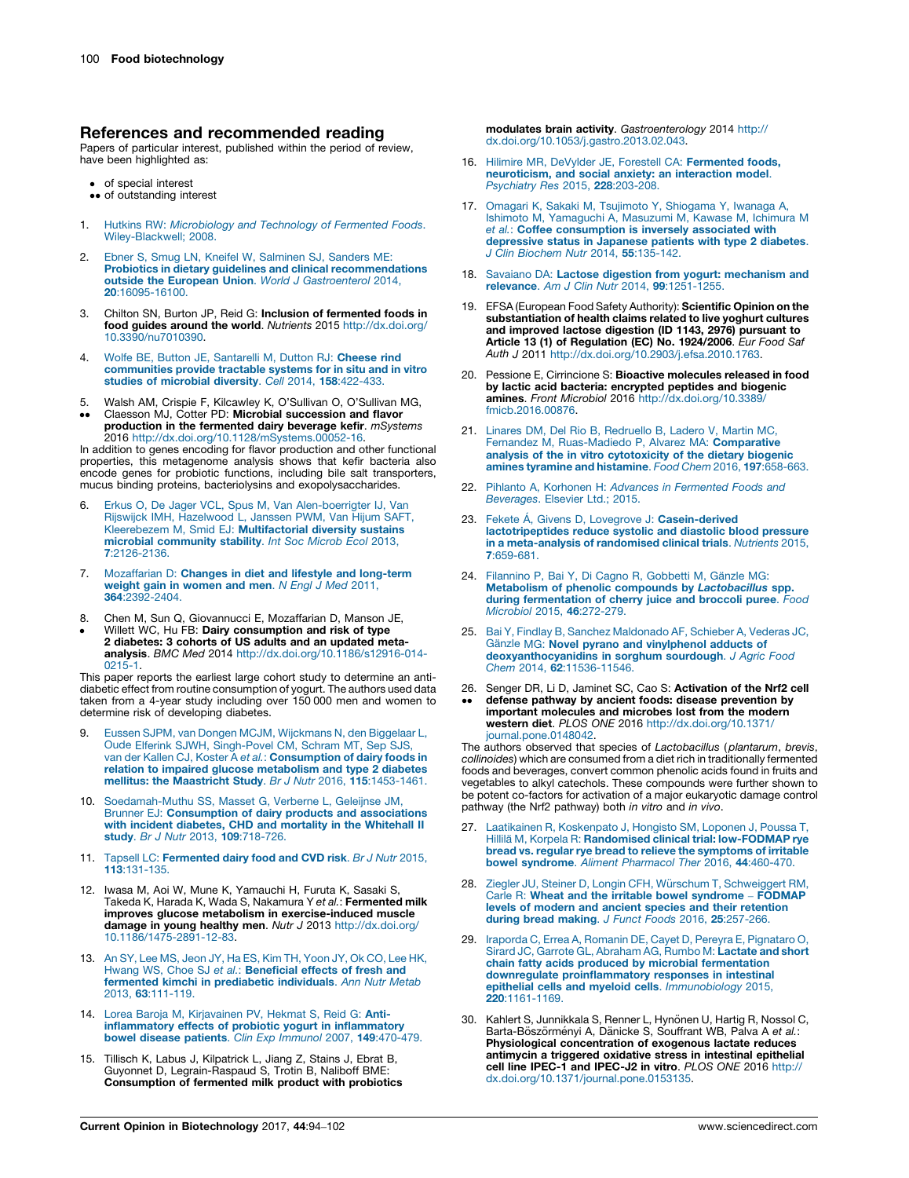## References and recommended reading

Papers of particular interest, published within the period of review, have been highlighted as:

- • of special interest
- •• of outstanding interest

1. Hutkins RW: *Microbiology and Technology of Fermented Foods*. Wiley-Blackwell; 2008.

2. Ebner S, Smug LN, Kneifel W, Salminen SJ, Sanders ME: **Probiotics in dietary guidelines and clinical recommendations outside the European Union**. *World J Gastroenterol* 2014, **20**:16095-16100.

3. Chilton SN, Burton JP, Reid G: **Inclusion of fermented foods in food guides around the world**. *Nutrients* 2015 http://dx.doi.org/10.3390/nu7010390.

4. Wolfe BE, Button JE, Santarelli M, Dutton RJ: **Cheese rind communities provide tractable systems for in situ and in vitro studies of microbial diversity**. *Cell* 2014, **158**:422-433.

5. •• Walsh AM, Crispie F, Kilcawley K, O'Sullivan O, O'Sullivan MG, Claesson MJ, Cotter PD: **Microbial succession and flavor production in the fermented dairy beverage kefir**. *mSystems* 2016 http://dx.doi.org/10.1128/mSystems.00052-16.

In addition to genes encoding for flavor production and other functional properties, this metagenome analysis shows that kefir bacteria also encode genes for probiotic functions, including bile salt transporters, mucus binding proteins, bacteriolysins and exopolysaccharides.

6. Erkus O, De Jager VCL, Spus M, Van Alen-boerrigter IJ, Van Rijswijck IMH, Hazelwood L, Janssen PWM, Van Hijum SAFT, Kleerebezem M, Smid EJ: **Multifactorial diversity sustains microbial community stability**. *Int Soc Microb Ecol* 2013, **7**:2126-2136.

7. Mozaffarian D: **Changes in diet and lifestyle and long-term weight gain in women and men**. *N Engl J Med* 2011, **364**:2392-2404.

8. • Chen M, Sun Q, Giovannucci E, Mozaffarian D, Manson JE, Willett WC, Hu FB: **Dairy consumption and risk of type 2 diabetes: 3 cohorts of US adults and an updated meta-analysis**. *BMC Med* 2014 http://dx.doi.org/10.1186/s12916-014-0215-1.

This paper reports the earliest large cohort study to determine an anti-diabetic effect from routine consumption of yogurt. The authors used data taken from a 4-year study including over 150 000 men and women to determine risk of developing diabetes.

9. Eussen SJPM, van Dongen MCJM, Wijckmans N, den Biggelaar L, Oude Elferink SJWH, Singh-Povel CM, Schram MT, Sep SJS, van der Kallen CJ, Koster A *et al.*: **Consumption of dairy foods in relation to impaired glucose metabolism and type 2 diabetes mellitus: the Maastricht Study**. *Br J Nutr* 2016, **115**:1453-1461.

10. Soedamah-Muthu SS, Masset G, Verberne L, Geleijnse JM, Brunner EJ: **Consumption of dairy products and associations with incident diabetes, CHD and mortality in the Whitehall II study**. *Br J Nutr* 2013, **109**:718-726.

11. Tapsell LC: **Fermented dairy food and CVD risk**. *Br J Nutr* 2015, **113**:131-135.

12. Iwasa M, Aoi W, Mune K, Yamauchi H, Furuta K, Sasaki S, Takeda K, Harada K, Wada S, Nakamura Y *et al.*: **Fermented milk improves glucose metabolism in exercise-induced muscle damage in young healthy men**. *Nutr J* 2013 http://dx.doi.org/10.1186/1475-2891-12-83.

13. An SY, Lee MS, Jeon JY, Ha ES, Kim TH, Yoon JY, Ok CO, Lee HK, Hwang WS, Choe SJ *et al.*: **Beneficial effects of fresh and fermented kimchi in prediabetic individuals**. *Ann Nutr Metab* 2013, **63**:111-119.

14. Lorea Baroja M, Kirjavainen PV, Hekmat S, Reid G: **Anti-inflammatory effects of probiotic yogurt in inflammatory bowel disease patients**. *Clin Exp Immunol* 2007, **149**:470-479.

15. Tillisch K, Labus J, Kilpatrick L, Jiang Z, Stains J, Ebrat B, Guyonnet D, Legrain-Raspaud S, Trotin B, Naliboff BME: **Consumption of fermented milk product with probiotics modulates brain activity**. *Gastroenterology* 2014 http://dx.doi.org/10.1053/j.gastro.2013.02.043.

16. Hilimire MR, DeVylder JE, Forestell CA: **Fermented foods, neuroticism, and social anxiety: an interaction model**. *Psychiatry Res* 2015, **228**:203-208.

17. Omagari K, Sakaki M, Tsujimoto Y, Shiogama Y, Iwanaga A, Ishimoto M, Yamaguchi A, Masuzumi M, Kawase M, Ichimura M *et al.*: **Coffee consumption is inversely associated with depressive status in Japanese patients with type 2 diabetes**. *J Clin Biochem Nutr* 2014, **55**:135-142.

18. Savaiano DA: **Lactose digestion from yogurt: mechanism and relevance**. *Am J Clin Nutr* 2014, **99**:1251-1255.

19. EFSA (European Food Safety Authority): **Scientific Opinion on the substantiation of health claims related to live yoghurt cultures and improved lactose digestion (ID 1143, 2976) pursuant to Article 13 (1) of Regulation (EC) No. 1924/2006**. *Eur Food Saf Auth J* 2011 http://dx.doi.org/10.2903/j.efsa.2010.1763.

20. Pessione E, Cirrincione S: **Bioactive molecules released in food by lactic acid bacteria: encrypted peptides and biogenic amines**. *Front Microbiol* 2016 http://dx.doi.org/10.3389/fmicb.2016.00876.

21. Linares DM, Del Rio B, Redruello B, Ladero V, Martin MC, Fernandez M, Ruas-Madiedo P, Alvarez MA: **Comparative analysis of the in vitro cytotoxicity of the dietary biogenic amines tyramine and histamine**. *Food Chem* 2016, **197**:658-663.

22. Pihlanto A, Korhonen H: *Advances in Fermented Foods and Beverages*. Elsevier Ltd.; 2015.

23. Fekete Á, Givens D, Lovegrove J: **Casein-derived lactotripeptides reduce systolic and diastolic blood pressure in a meta-analysis of randomised clinical trials**. *Nutrients* 2015, **7**:659-681.

24. Filannino P, Bai Y, Di Cagno R, Gobbetti M, Gänzle MG: **Metabolism of phenolic compounds by *Lactobacillus* spp. during fermentation of cherry juice and broccoli puree**. *Food Microbiol* 2015, **46**:272-279.

25. Bai Y, Findlay B, Sanchez Maldonado AF, Schieber A, Vederas JC, Gänzle MG: **Novel pyrano and vinylphenol adducts of deoxyanthocyanidins in sorghum sourdough**. *J Agric Food Chem* 2014, **62**:11536-11546.

26. •• Senger DR, Li D, Jaminet SC, Cao S: **Activation of the Nrf2 cell defense pathway by ancient foods: disease prevention by important molecules and microbes lost from the modern western diet**. *PLOS ONE* 2016 http://dx.doi.org/10.1371/journal.pone.0148042.

The authors observed that species of *Lactobacillus* (*plantarum*, *brevis*, *collinoides*) which are consumed from a diet rich in traditionally fermented foods and beverages, convert common phenolic acids found in fruits and vegetables to alkyl catechols. These compounds were further shown to be potent co-factors for activation of a major eukaryotic oxidative damage control pathway (the Nrf2 pathway) both *in vitro* and *in vivo*.

27. Laatikainen R, Koskenpato J, Hongisto SM, Loponen J, Poussa T, Hillilä M, Korpela R: **Randomised clinical trial: low-FODMAP rye bread vs. regular rye bread to relieve the symptoms of irritable bowel syndrome**. *Aliment Pharmacol Ther* 2016, **44**:460-470.

28. Ziegler JU, Steiner D, Longin CFH, Würschum T, Schweiggert RM, Carle R: **Wheat and the irritable bowel syndrome – FODMAP levels of modern and ancient species and their retention during bread making**. *J Funct Foods* 2016, **25**:257-266.

29. Iraporda C, Errea A, Romanin DE, Cayet D, Pereyra E, Pignataro O, Sirard JC, Garrote GL, Abraham AG, Rumbo M: **Lactate and short chain fatty acids produced by microbial fermentation downregulate proinflammatory responses in intestinal epithelial cells and myeloid cells**. *Immunobiology* 2015, **220**:1161-1169.

30. Kahlert S, Junnikkala S, Renner L, Hynönen U, Hartig R, Nossol C, Barta-Böszörményi A, Dänicke S, Souffrant WB, Palva A *et al.*: **Physiological concentration of exogenous lactate reduces antimycin a triggered oxidative stress in intestinal epithelial cell line IPEC-1 and IPEC-J2 in vitro**. *PLOS ONE* 2016 http://dx.doi.org/10.1371/journal.pone.0153135.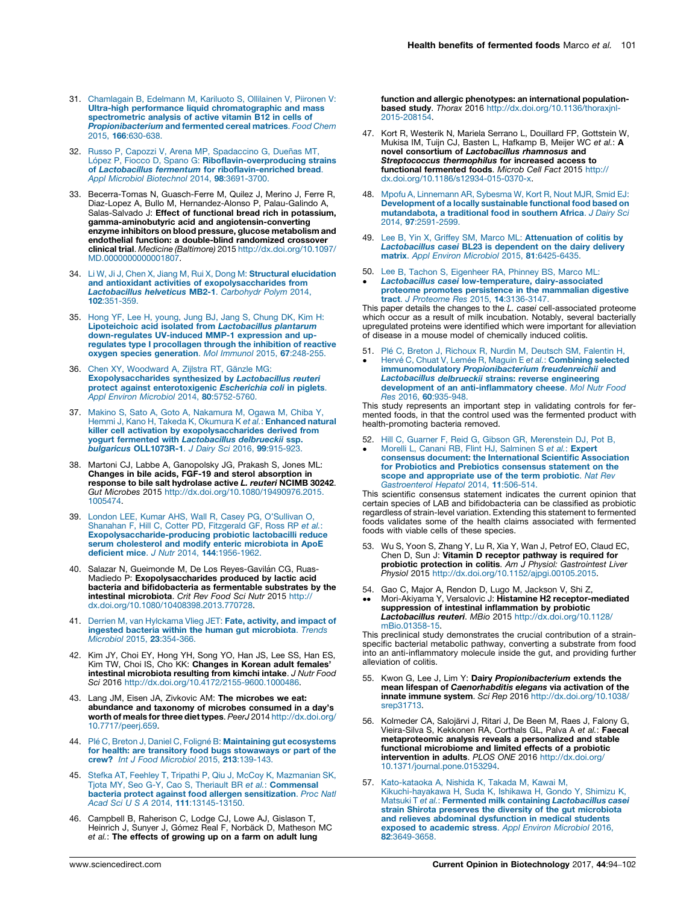31. Chamlagain B, Edelmann M, Kariluoto S, Ollilainen V, Piironen V: **Ultra-high performance liquid chromatographic and mass spectrometric analysis of active vitamin B12 in cells of *Propionibacterium* and fermented cereal matrices**. *Food Chem* 2015, **166**:630-638.

32. Russo P, Capozzi V, Arena MP, Spadaccino G, Dueñas MT, López P, Fiocco D, Spano G: **Riboflavin-overproducing strains of *Lactobacillus fermentum* for riboflavin-enriched bread**. *Appl Microbiol Biotechnol* 2014, **98**:3691-3700.

33. Becerra-Tomas N, Guasch-Ferre M, Quilez J, Merino J, Ferre R, Diaz-Lopez A, Bullo M, Hernandez-Alonso P, Palau-Galindo A, Salas-Salvado J: **Effect of functional bread rich in potassium, gamma-aminobutyric acid and angiotensin-converting enzyme inhibitors on blood pressure, glucose metabolism and endothelial function: a double-blind randomized crossover clinical trial**. *Medicine (Baltimore)* 2015 http://dx.doi.org/10.1097/MD.0000000000001807.

34. Li W, Ji J, Chen X, Jiang M, Rui X, Dong M: **Structural elucidation and antioxidant activities of exopolysaccharides from *Lactobacillus helveticus* MB2-1**. *Carbohydr Polym* 2014, **102**:351-359.

35. Hong YF, Lee H, young, Jung BJ, Jang S, Chung DK, Kim H: **Lipoteichoic acid isolated from *Lactobacillus plantarum* down-regulates UV-induced MMP-1 expression and up-regulates type I procollagen through the inhibition of reactive oxygen species generation**. *Mol Immunol* 2015, **67**:248-255.

36. Chen XY, Woodward A, Zijlstra RT, Gänzle MG: **Exopolysaccharides synthesized by *Lactobacillus reuteri* protect against enterotoxigenic *Escherichia coli* in piglets**. *Appl Environ Microbiol* 2014, **80**:5752-5760.

37. Makino S, Sato A, Goto A, Nakamura M, Ogawa M, Chiba Y, Hemmi J, Kano H, Takeda K, Okumura K *et al.*: **Enhanced natural killer cell activation by exopolysaccharides derived from yogurt fermented with *Lactobacillus delbrueckii* ssp. *bulgaricus* OLL1073R-1**. *J Dairy Sci* 2016, **99**:915-923.

38. Martoni CJ, Labbe A, Ganopolsky JG, Prakash S, Jones ML: **Changes in bile acids, FGF-19 and sterol absorption in response to bile salt hydrolase active *L. reuteri* NCIMB 30242**. *Gut Microbes* 2015 http://dx.doi.org/10.1080/19490976.2015.1005474.

39. London LEE, Kumar AHS, Wall R, Casey PG, O'Sullivan O, Shanahan F, Hill C, Cotter PD, Fitzgerald GF, Ross RP *et al.*: **Exopolysaccharide-producing probiotic lactobacilli reduce serum cholesterol and modify enteric microbiota in ApoE deficient mice**. *J Nutr* 2014, **144**:1956-1962.

40. Salazar N, Gueimonde M, De Los Reyes-Gavilán CG, Ruas-Madiedo P: **Exopolysaccharides produced by lactic acid bacteria and bifidobacteria as fermentable substrates by the intestinal microbiota**. *Crit Rev Food Sci Nutr* 2015 http://dx.doi.org/10.1080/10408398.2013.770728.

41. Derrien M, van Hylckama Vlieg JET: **Fate, activity, and impact of ingested bacteria within the human gut microbiota**. *Trends Microbiol* 2015, **23**:354-366.

42. Kim JY, Choi EY, Hong YH, Song YO, Han JS, Lee SS, Han ES, Kim TW, Choi IS, Cho KK: **Changes in Korean adult females' intestinal microbiota resulting from kimchi intake**. *J Nutr Food Sci* 2016 http://dx.doi.org/10.4172/2155-9600.1000486.

43. Lang JM, Eisen JA, Zivkovic AM: **The microbes we eat: abundance and taxonomy of microbes consumed in a day's worth of meals for three diet types**. *PeerJ* 2014 http://dx.doi.org/10.7717/peerj.659.

44. Plé C, Breton J, Daniel C, Foligné B: **Maintaining gut ecosystems for health: are transitory food bugs stowaways or part of the crew?** *Int J Food Microbiol* 2015, **213**:139-143.

45. Stefka AT, Feehley T, Tripathi P, Qiu J, McCoy K, Mazmanian SK, Tjota MY, Seo G-Y, Cao S, Theriault BR *et al.*: **Commensal bacteria protect against food allergen sensitization**. *Proc Natl Acad Sci U S A* 2014, **111**:13145-13150.

46. Campbell B, Raherison C, Lodge CJ, Lowe AJ, Gislason T, Heinrich J, Sunyer J, Gómez Real F, Norbäck D, Matheson MC *et al.*: **The effects of growing up on a farm on adult lung function and allergic phenotypes: an international population-based study**. *Thorax* 2016 http://dx.doi.org/10.1136/thoraxjnl-2015-208154.

47. Kort R, Westerik N, Mariela Serrano L, Douillard FP, Gottstein W, Mukisa IM, Tuijn CJ, Basten L, Hafkamp B, Meijer WC *et al.*: **A novel consortium of *Lactobacillus rhamnosus* and *Streptococcus thermophilus* for increased access to functional fermented foods**. *Microb Cell Fact* 2015 http://dx.doi.org/10.1186/s12934-015-0370-x.

48. Mpofu A, Linnemann AR, Sybesma W, Kort R, Nout MJR, Smid EJ: **Development of a locally sustainable functional food based on mutandabota, a traditional food in southern Africa**. *J Dairy Sci* 2014, **97**:2591-2599.

49. Lee B, Yin X, Griffey SM, Marco ML: **Attenuation of colitis by *Lactobacillus casei* BL23 is dependent on the dairy delivery matrix**. *Appl Environ Microbiol* 2015, **81**:6425-6435.

50. • Lee B, Tachon S, Eigenheer RA, Phinney BS, Marco ML: ***Lactobacillus casei* low-temperature, dairy-associated proteome promotes persistence in the mammalian digestive tract**. *J Proteome Res* 2015, **14**:3136-3147.

This paper details the changes to the *L. casei* cell-associated proteome which occur as a result of milk incubation. Notably, several bacterially upregulated proteins were identified which were important for alleviation of disease in a mouse model of chemically induced colitis.

51. • Plé C, Breton J, Richoux R, Nurdin M, Deutsch SM, Falentin H, Hervé C, Chuat V, Lemée R, Maguin E *et al.*: **Combining selected immunomodulatory *Propionibacterium freudenreichii* and *Lactobacillus delbrueckii* strains: reverse engineering development of an anti-inflammatory cheese**. *Mol Nutr Food Res* 2016, **60**:935-948.

This study represents an important step in validating controls for fermented foods, in that the control used was the fermented product with health-promoting bacteria removed.

52. • Hill C, Guarner F, Reid G, Gibson GR, Merenstein DJ, Pot B, Morelli L, Canani RB, Flint HJ, Salminen S *et al.*: **Expert consensus document: the International Scientific Association for Probiotics and Prebiotics consensus statement on the scope and appropriate use of the term probiotic**. *Nat Rev Gastroenterol Hepatol* 2014, **11**:506-514.

This scientific consensus statement indicates the current opinion that certain species of LAB and bifidobacteria can be classified as probiotic regardless of strain-level variation. Extending this statement to fermented foods validates some of the health claims associated with fermented foods with viable cells of these species.

53. Wu S, Yoon S, Zhang Y, Lu R, Xia Y, Wan J, Petrof EO, Claud EC, Chen D, Sun J: **Vitamin D receptor pathway is required for probiotic protection in colitis**. *Am J Physiol: Gastrointest Liver Physiol* 2015 http://dx.doi.org/10.1152/ajpgi.00105.2015.

54. •• Gao C, Major A, Rendon D, Lugo M, Jackson V, Shi Z, Mori-Akiyama Y, Versalovic J: **Histamine H2 receptor-mediated suppression of intestinal inflammation by probiotic *Lactobacillus reuteri***. *MBio* 2015 http://dx.doi.org/10.1128/mBio.01358-15.

This preclinical study demonstrates the crucial contribution of a strain-specific bacterial metabolic pathway, converting a substrate from food into an anti-inflammatory molecule inside the gut, and providing further alleviation of colitis.

55. Kwon G, Lee J, Lim Y: **Dairy *Propionibacterium* extends the mean lifespan of *Caenorhabditis elegans* via activation of the innate immune system**. *Sci Rep* 2016 http://dx.doi.org/10.1038/srep31713.

56. Kolmeder CA, Salojärvi J, Ritari J, De Been M, Raes J, Falony G, Vieira-Silva S, Kekkonen RA, Corthals GL, Palva A *et al.*: **Faecal metaproteomic analysis reveals a personalized and stable functional microbiome and limited effects of a probiotic intervention in adults**. *PLOS ONE* 2016 http://dx.doi.org/10.1371/journal.pone.0153294.

57. Kato-kataoka A, Nishida K, Takada M, Kawai M, Kikuchi-hayakawa H, Suda K, Ishikawa H, Gondo Y, Shimizu K, Matsuki T *et al.*: **Fermented milk containing *Lactobacillus casei* strain Shirota preserves the diversity of the gut microbiota and relieves abdominal dysfunction in medical students exposed to academic stress**. *Appl Environ Microbiol* 2016, **82**:3649-3658.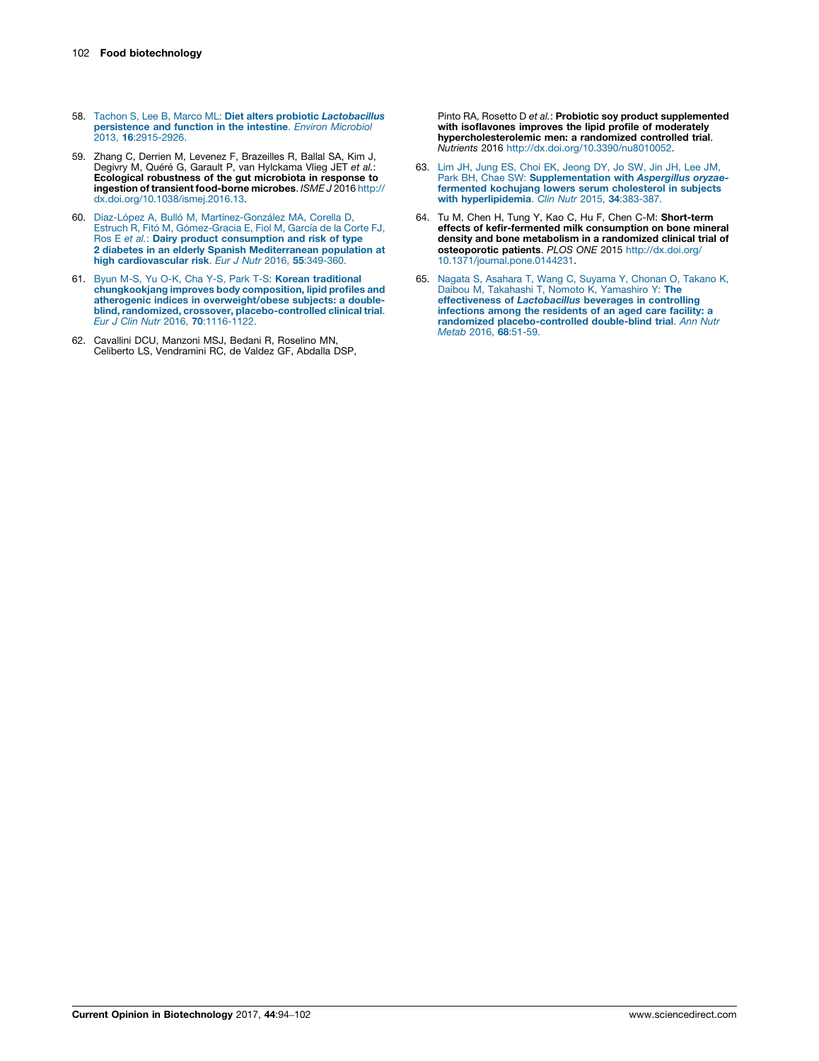58. Tachon S, Lee B, Marco ML: **Diet alters probiotic *Lactobacillus* persistence and function in the intestine**. *Environ Microbiol* 2013, **16**:2915-2926.

59. Zhang C, Derrien M, Levenez F, Brazeilles R, Ballal SA, Kim J, Degivry M, Quéré G, Garault P, van Hylckama Vlieg JET *et al.*: **Ecological robustness of the gut microbiota in response to ingestion of transient food-borne microbes**. *ISME J* 2016 http://dx.doi.org/10.1038/ismej.2016.13.

60. Díaz-López A, Bulló M, Martínez-González MA, Corella D, Estruch R, Fitó M, Gómez-Gracia E, Fiol M, García de la Corte FJ, Ros E *et al.*: **Dairy product consumption and risk of type 2 diabetes in an elderly Spanish Mediterranean population at high cardiovascular risk**. *Eur J Nutr* 2016, **55**:349-360.

61. Byun M-S, Yu O-K, Cha Y-S, Park T-S: **Korean traditional chungkookjang improves body composition, lipid profiles and atherogenic indices in overweight/obese subjects: a double-blind, randomized, crossover, placebo-controlled clinical trial**. *Eur J Clin Nutr* 2016, **70**:1116-1122.

62. Cavallini DCU, Manzoni MSJ, Bedani R, Roselino MN, Celiberto LS, Vendramini RC, de Valdez GF, Abdalla DSP, Pinto RA, Rosetto D *et al.*: **Probiotic soy product supplemented with isoflavones improves the lipid profile of moderately hypercholesterolemic men: a randomized controlled trial**. *Nutrients* 2016 http://dx.doi.org/10.3390/nu8010052.

63. Lim JH, Jung ES, Choi EK, Jeong DY, Jo SW, Jin JH, Lee JM, Park BH, Chae SW: **Supplementation with *Aspergillus oryzae*-fermented kochujang lowers serum cholesterol in subjects with hyperlipidemia**. *Clin Nutr* 2015, **34**:383-387.

64. Tu M, Chen H, Tung Y, Kao C, Hu F, Chen C-M: **Short-term effects of kefir-fermented milk consumption on bone mineral density and bone metabolism in a randomized clinical trial of osteoporotic patients**. *PLOS ONE* 2015 http://dx.doi.org/10.1371/journal.pone.0144231.

65. Nagata S, Asahara T, Wang C, Suyama Y, Chonan O, Takano K, Daibou M, Takahashi T, Nomoto K, Yamashiro Y: **The effectiveness of *Lactobacillus* beverages in controlling infections among the residents of an aged care facility: a randomized placebo-controlled double-blind trial**. *Ann Nutr Metab* 2016, **68**:51-59.